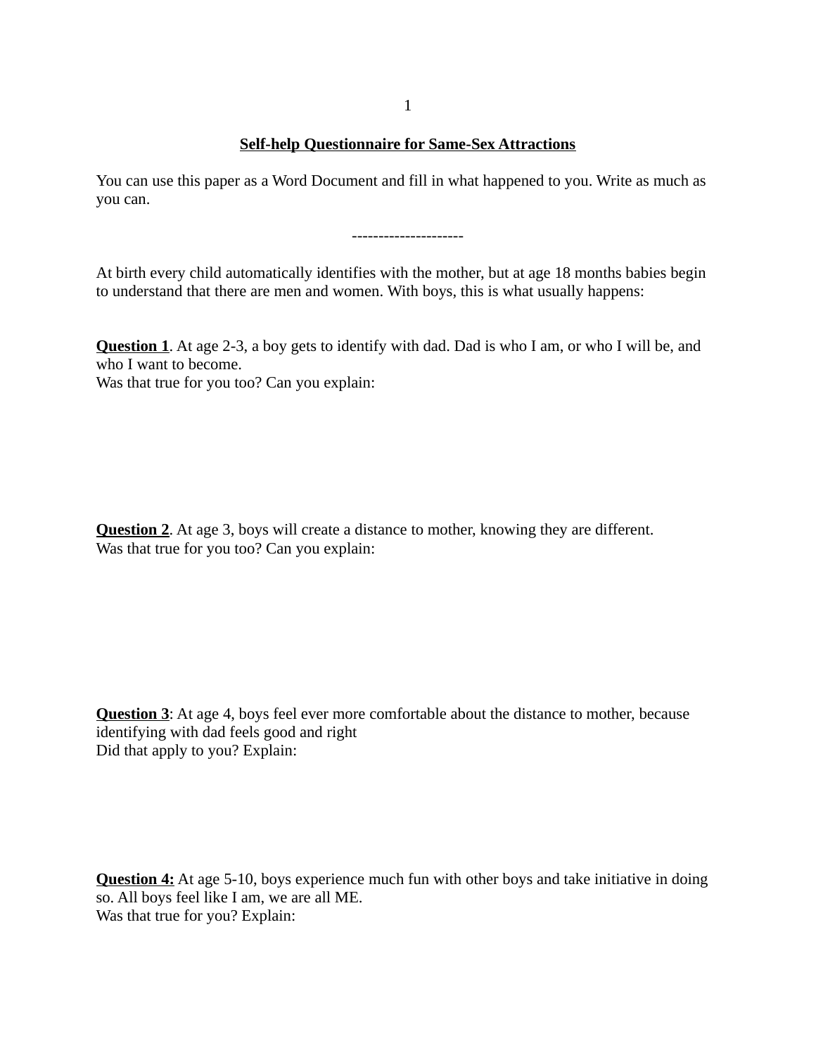**Self-help Questionnaire for Same-Sex Attractions**

You can use this paper as a Word Document and fill in what happened to you. Write as much as you can.

---------------------

At birth every child automatically identifies with the mother, but at age 18 months babies begin to understand that there are men and women. With boys, this is what usually happens:

**Question 1**. At age 2-3, a boy gets to identify with dad. Dad is who I am, or who I will be, and who I want to become.
Was that true for you too? Can you explain:

**Question 2**. At age 3, boys will create a distance to mother, knowing they are different.
Was that true for you too? Can you explain:

**Question 3**: At age 4, boys feel ever more comfortable about the distance to mother, because identifying with dad feels good and right
Did that apply to you? Explain:

**Question 4:** At age 5-10, boys experience much fun with other boys and take initiative in doing so. All boys feel like I am, we are all ME.
Was that true for you? Explain: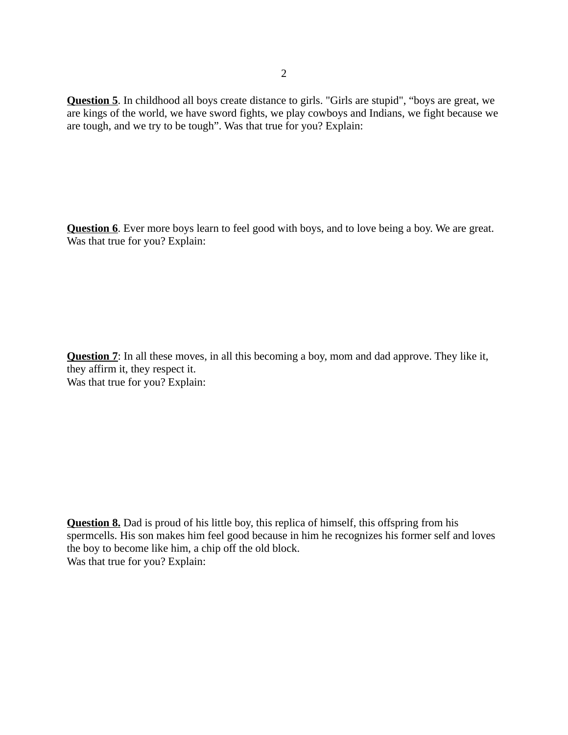**<u>Question 5</u>**. In childhood all boys create distance to girls. "Girls are stupid", “boys are great, we are kings of the world, we have sword fights, we play cowboys and Indians, we fight because we are tough, and we try to be tough”. Was that true for you? Explain:

**<u>Question 6</u>**. Ever more boys learn to feel good with boys, and to love being a boy. We are great. Was that true for you? Explain:

**<u>Question 7</u>**: In all these moves, in all this becoming a boy, mom and dad approve. They like it, they affirm it, they respect it.
Was that true for you? Explain:

**<u>Question 8.</u>** Dad is proud of his little boy, this replica of himself, this offspring from his spermcells. His son makes him feel good because in him he recognizes his former self and loves the boy to become like him, a chip off the old block.
Was that true for you? Explain: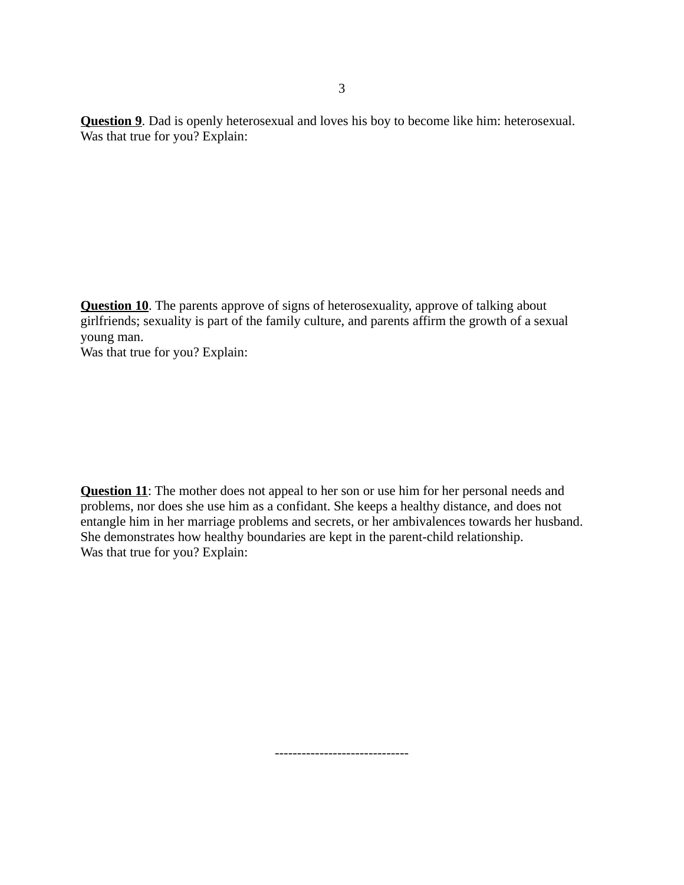**Question 9**. Dad is openly heterosexual and loves his boy to become like him: heterosexual. Was that true for you? Explain:

**Question 10**. The parents approve of signs of heterosexuality, approve of talking about girlfriends; sexuality is part of the family culture, and parents affirm the growth of a sexual young man.
Was that true for you? Explain:

**Question 11**: The mother does not appeal to her son or use him for her personal needs and problems, nor does she use him as a confidant. She keeps a healthy distance, and does not entangle him in her marriage problems and secrets, or her ambivalences towards her husband. She demonstrates how healthy boundaries are kept in the parent-child relationship.
Was that true for you? Explain:

-----------------------------